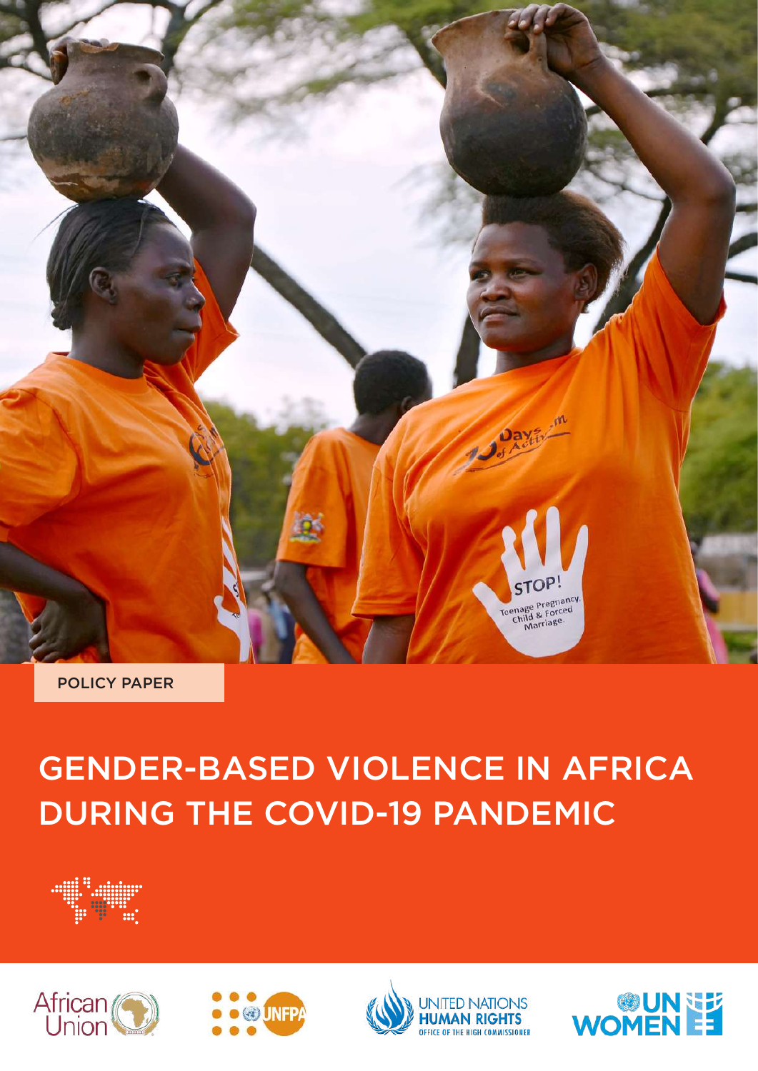POLICY PAPER

# GENDER-BASED VIOLENCE IN AFRICA DURING THE COVID-19 PANDEMIC

African Union

UNFPA

UNITED NATIONS HUMAN RIGHTS OFFICE OF THE HIGH COMMISSIONER

UN WOMEN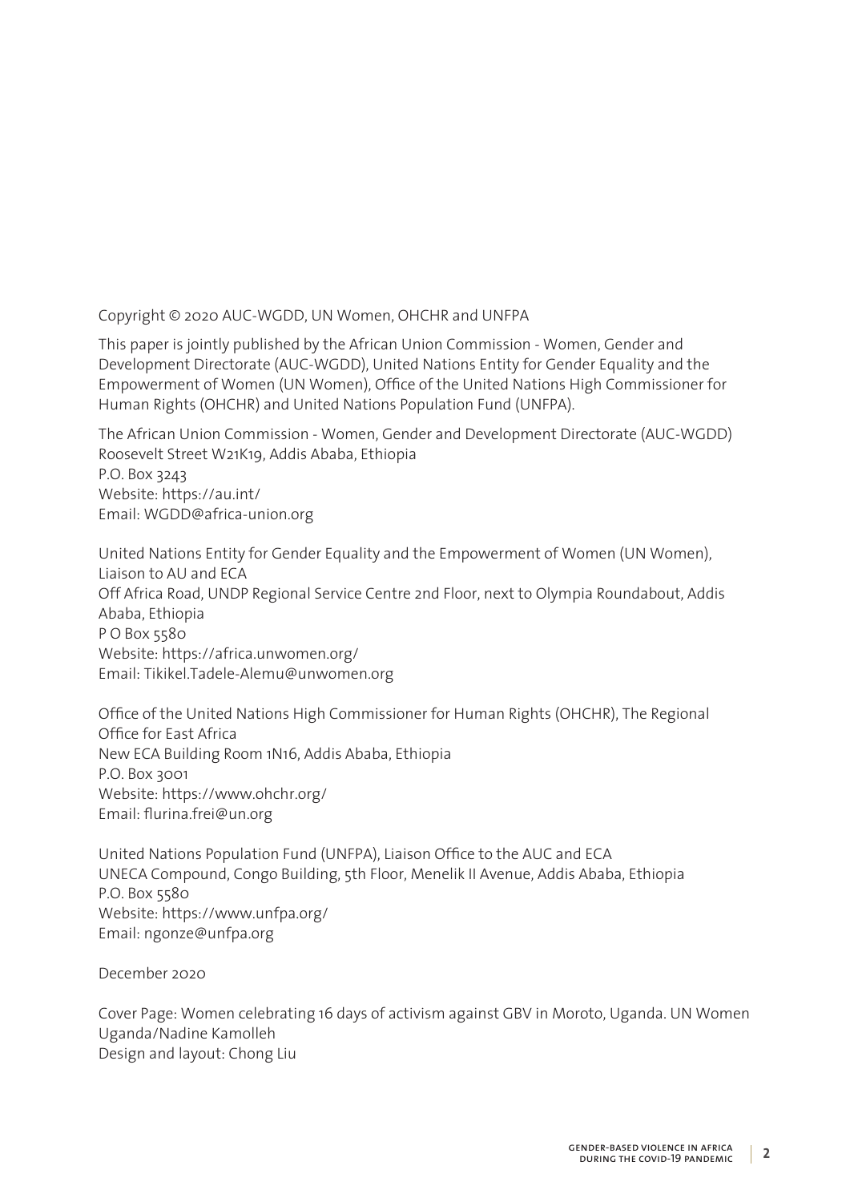Copyright © 2020 AUC-WGDD, UN Women, OHCHR and UNFPA

This paper is jointly published by the African Union Commission - Women, Gender and Development Directorate (AUC-WGDD), United Nations Entity for Gender Equality and the Empowerment of Women (UN Women), Office of the United Nations High Commissioner for Human Rights (OHCHR) and United Nations Population Fund (UNFPA).

The African Union Commission - Women, Gender and Development Directorate (AUC-WGDD)
Roosevelt Street W21K19, Addis Ababa, Ethiopia
P.O. Box 3243
Website: https://au.int/
Email: WGDD@africa-union.org

United Nations Entity for Gender Equality and the Empowerment of Women (UN Women), Liaison to AU and ECA
Off Africa Road, UNDP Regional Service Centre 2nd Floor, next to Olympia Roundabout, Addis Ababa, Ethiopia
P O Box 5580
Website: https://africa.unwomen.org/
Email: Tikikel.Tadele-Alemu@unwomen.org

Office of the United Nations High Commissioner for Human Rights (OHCHR), The Regional Office for East Africa
New ECA Building Room 1N16, Addis Ababa, Ethiopia
P.O. Box 3001
Website: https://www.ohchr.org/
Email: flurina.frei@un.org

United Nations Population Fund (UNFPA), Liaison Office to the AUC and ECA
UNECA Compound, Congo Building, 5th Floor, Menelik II Avenue, Addis Ababa, Ethiopia
P.O. Box 5580
Website: https://www.unfpa.org/
Email: ngonze@unfpa.org

December 2020

Cover Page: Women celebrating 16 days of activism against GBV in Moroto, Uganda. UN Women Uganda/Nadine Kamolleh
Design and layout: Chong Liu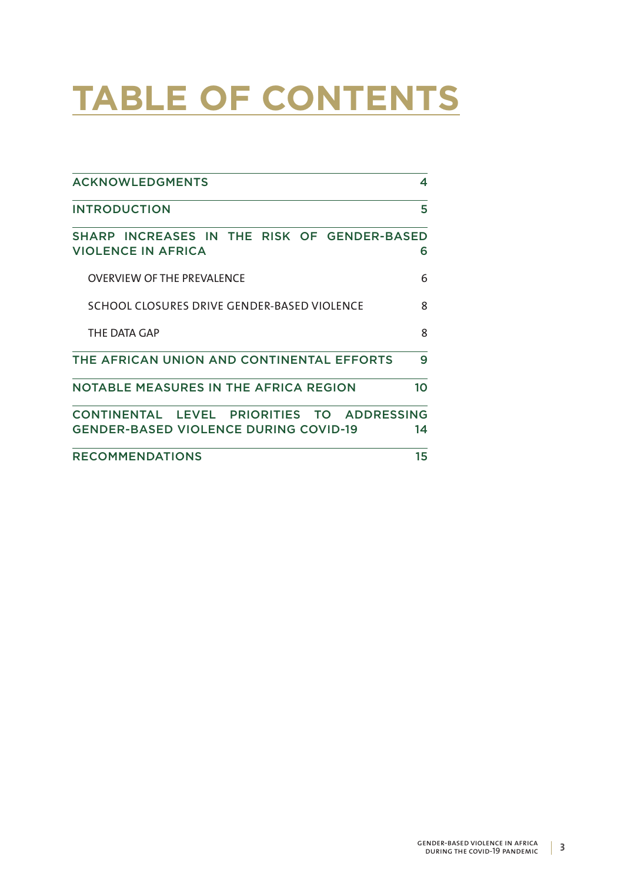# TABLE OF CONTENTS

| | |
|---|---|
| ACKNOWLEDGMENTS | 4 |
| INTRODUCTION | 5 |
| SHARP INCREASES IN THE RISK OF GENDER-BASED VIOLENCE IN AFRICA | 6 |
| OVERVIEW OF THE PREVALENCE | 6 |
| SCHOOL CLOSURES DRIVE GENDER-BASED VIOLENCE | 8 |
| THE DATA GAP | 8 |
| THE AFRICAN UNION AND CONTINENTAL EFFORTS | 9 |
| NOTABLE MEASURES IN THE AFRICA REGION | 10 |
| CONTINENTAL LEVEL PRIORITIES TO ADDRESSING GENDER-BASED VIOLENCE DURING COVID-19 | 14 |
| RECOMMENDATIONS | 15 |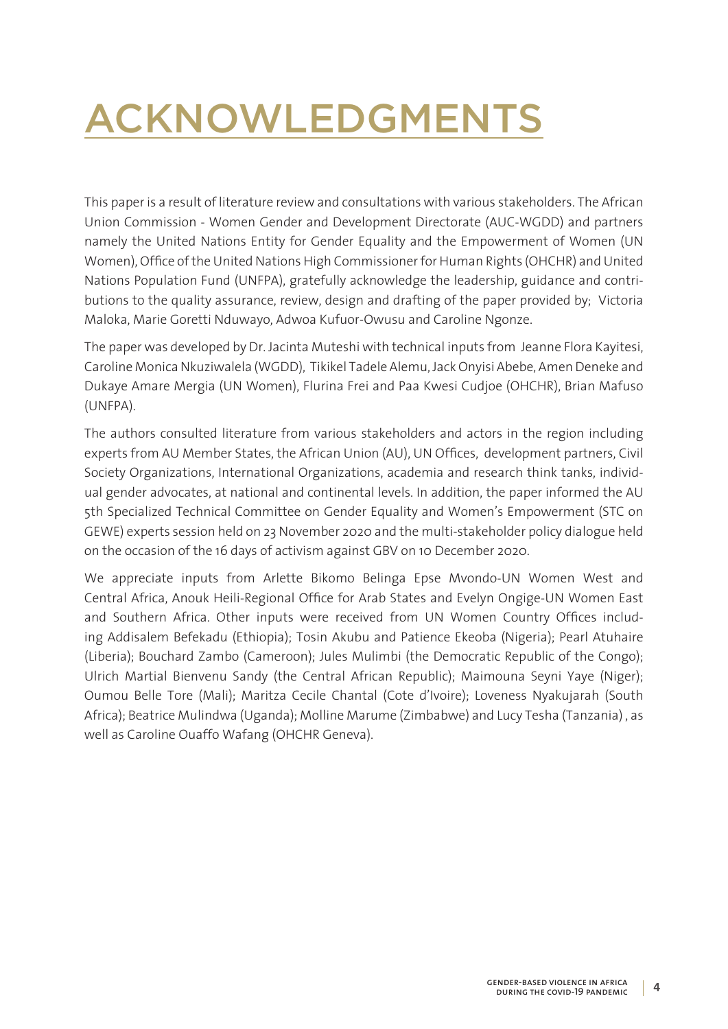# ACKNOWLEDGMENTS

This paper is a result of literature review and consultations with various stakeholders. The African Union Commission - Women Gender and Development Directorate (AUC-WGDD) and partners namely the United Nations Entity for Gender Equality and the Empowerment of Women (UN Women), Office of the United Nations High Commissioner for Human Rights (OHCHR) and United Nations Population Fund (UNFPA), gratefully acknowledge the leadership, guidance and contributions to the quality assurance, review, design and drafting of the paper provided by; Victoria Maloka, Marie Goretti Nduwayo, Adwoa Kufuor-Owusu and Caroline Ngonze.

The paper was developed by Dr. Jacinta Muteshi with technical inputs from Jeanne Flora Kayitesi, Caroline Monica Nkuziwalela (WGDD), Tikikel Tadele Alemu, Jack Onyisi Abebe, Amen Deneke and Dukaye Amare Mergia (UN Women), Flurina Frei and Paa Kwesi Cudjoe (OHCHR), Brian Mafuso (UNFPA).

The authors consulted literature from various stakeholders and actors in the region including experts from AU Member States, the African Union (AU), UN Offices, development partners, Civil Society Organizations, International Organizations, academia and research think tanks, individual gender advocates, at national and continental levels. In addition, the paper informed the AU 5th Specialized Technical Committee on Gender Equality and Women's Empowerment (STC on GEWE) experts session held on 23 November 2020 and the multi-stakeholder policy dialogue held on the occasion of the 16 days of activism against GBV on 10 December 2020.

We appreciate inputs from Arlette Bikomo Belinga Epse Mvondo-UN Women West and Central Africa, Anouk Heili-Regional Office for Arab States and Evelyn Ongige-UN Women East and Southern Africa. Other inputs were received from UN Women Country Offices including Addisalem Befekadu (Ethiopia); Tosin Akubu and Patience Ekeoba (Nigeria); Pearl Atuhaire (Liberia); Bouchard Zambo (Cameroon); Jules Mulimbi (the Democratic Republic of the Congo); Ulrich Martial Bienvenu Sandy (the Central African Republic); Maimouna Seyni Yaye (Niger); Oumou Belle Tore (Mali); Maritza Cecile Chantal (Cote d'Ivoire); Loveness Nyakujarah (South Africa); Beatrice Mulindwa (Uganda); Molline Marume (Zimbabwe) and Lucy Tesha (Tanzania) , as well as Caroline Ouaffo Wafang (OHCHR Geneva).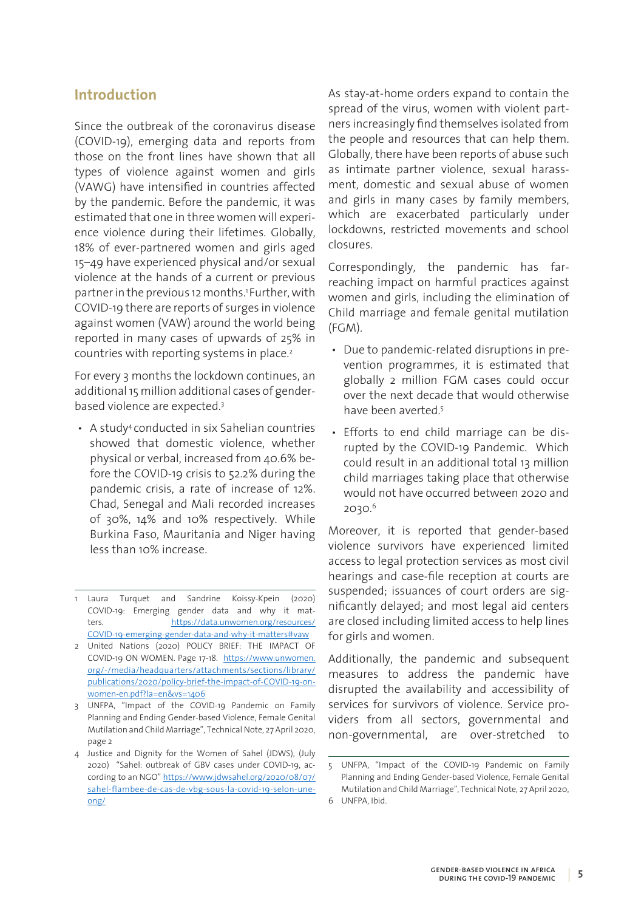## Introduction

Since the outbreak of the coronavirus disease (COVID-19), emerging data and reports from those on the front lines have shown that all types of violence against women and girls (VAWG) have intensified in countries affected by the pandemic. Before the pandemic, it was estimated that one in three women will experience violence during their lifetimes. Globally, 18% of ever-partnered women and girls aged 15–49 have experienced physical and/or sexual violence at the hands of a current or previous partner in the previous 12 months.[1] Further, with COVID-19 there are reports of surges in violence against women (VAW) around the world being reported in many cases of upwards of 25% in countries with reporting systems in place.[2]

For every 3 months the lockdown continues, an additional 15 million additional cases of gender-based violence are expected.[3]

- A study[4] conducted in six Sahelian countries showed that domestic violence, whether physical or verbal, increased from 40.6% before the COVID-19 crisis to 52.2% during the pandemic crisis, a rate of increase of 12%. Chad, Senegal and Mali recorded increases of 30%, 14% and 10% respectively. While Burkina Faso, Mauritania and Niger having less than 10% increase.

As stay-at-home orders expand to contain the spread of the virus, women with violent partners increasingly find themselves isolated from the people and resources that can help them. Globally, there have been reports of abuse such as intimate partner violence, sexual harassment, domestic and sexual abuse of women and girls in many cases by family members, which are exacerbated particularly under lockdowns, restricted movements and school closures.

Correspondingly, the pandemic has far-reaching impact on harmful practices against women and girls, including the elimination of Child marriage and female genital mutilation (FGM).

- Due to pandemic-related disruptions in prevention programmes, it is estimated that globally 2 million FGM cases could occur over the next decade that would otherwise have been averted.[5]
- Efforts to end child marriage can be disrupted by the COVID-19 Pandemic. Which could result in an additional total 13 million child marriages taking place that otherwise would not have occurred between 2020 and 2030.[6]

Moreover, it is reported that gender-based violence survivors have experienced limited access to legal protection services as most civil hearings and case-file reception at courts are suspended; issuances of court orders are significantly delayed; and most legal aid centers are closed including limited access to help lines for girls and women.

Additionally, the pandemic and subsequent measures to address the pandemic have disrupted the availability and accessibility of services for survivors of violence. Service providers from all sectors, governmental and non-governmental, are over-stretched to

---

1 Laura Turquet and Sandrine Koissy-Kpein (2020) COVID-19: Emerging gender data and why it matters. https://data.unwomen.org/resources/COVID-19-emerging-gender-data-and-why-it-matters#vaw

2 United Nations (2020) POLICY BRIEF: THE IMPACT OF COVID-19 ON WOMEN. Page 17-18. https://www.unwomen.org/-/media/headquarters/attachments/sections/library/publications/2020/policy-brief-the-impact-of-COVID-19-on-women-en.pdf?la=en&vs=1406

3 UNFPA, "Impact of the COVID-19 Pandemic on Family Planning and Ending Gender-based Violence, Female Genital Mutilation and Child Marriage", Technical Note, 27 April 2020, page 2

4 Justice and Dignity for the Women of Sahel (JDWS), (July 2020) "Sahel: outbreak of GBV cases under COVID-19, according to an NGO" https://www.jdwsahel.org/2020/08/07/sahel-flambee-de-cas-de-vbg-sous-la-covid-19-selon-une-ong/

5 UNFPA, "Impact of the COVID-19 Pandemic on Family Planning and Ending Gender-based Violence, Female Genital Mutilation and Child Marriage", Technical Note, 27 April 2020,

6 UNFPA, Ibid.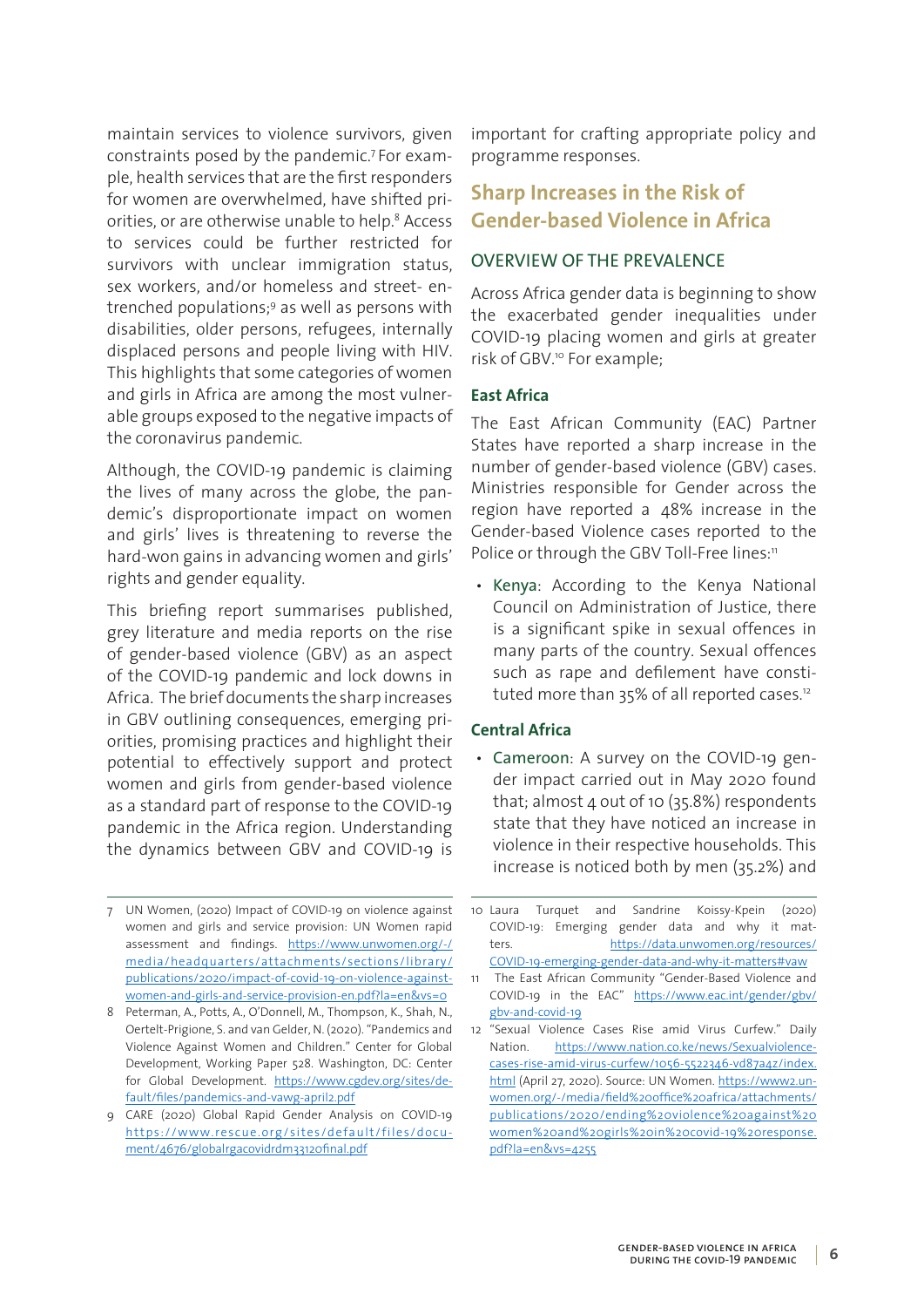maintain services to violence survivors, given constraints posed by the pandemic.[7] For example, health services that are the first responders for women are overwhelmed, have shifted priorities, or are otherwise unable to help.[8] Access to services could be further restricted for survivors with unclear immigration status, sex workers, and/or homeless and street- entrenched populations;[9] as well as persons with disabilities, older persons, refugees, internally displaced persons and people living with HIV. This highlights that some categories of women and girls in Africa are among the most vulnerable groups exposed to the negative impacts of the coronavirus pandemic.

Although, the COVID-19 pandemic is claiming the lives of many across the globe, the pandemic's disproportionate impact on women and girls' lives is threatening to reverse the hard-won gains in advancing women and girls' rights and gender equality.

This briefing report summarises published, grey literature and media reports on the rise of gender-based violence (GBV) as an aspect of the COVID-19 pandemic and lock downs in Africa. The brief documents the sharp increases in GBV outlining consequences, emerging priorities, promising practices and highlight their potential to effectively support and protect women and girls from gender-based violence as a standard part of response to the COVID-19 pandemic in the Africa region. Understanding the dynamics between GBV and COVID-19 is important for crafting appropriate policy and programme responses.

## Sharp Increases in the Risk of Gender-based Violence in Africa

### OVERVIEW OF THE PREVALENCE

Across Africa gender data is beginning to show the exacerbated gender inequalities under COVID-19 placing women and girls at greater risk of GBV.[10] For example;

#### East Africa

The East African Community (EAC) Partner States have reported a sharp increase in the number of gender-based violence (GBV) cases. Ministries responsible for Gender across the region have reported a 48% increase in the Gender-based Violence cases reported to the Police or through the GBV Toll-Free lines:[11]

- Kenya: According to the Kenya National Council on Administration of Justice, there is a significant spike in sexual offences in many parts of the country. Sexual offences such as rape and defilement have constituted more than 35% of all reported cases.[12]

#### Central Africa

- Cameroon: A survey on the COVID-19 gender impact carried out in May 2020 found that; almost 4 out of 10 (35.8%) respondents state that they have noticed an increase in violence in their respective households. This increase is noticed both by men (35.2%) and

---

7 UN Women, (2020) Impact of COVID-19 on violence against women and girls and service provision: UN Women rapid assessment and findings. https://www.unwomen.org/-/media/headquarters/attachments/sections/library/publications/2020/impact-of-covid-19-on-violence-against-women-and-girls-and-service-provision-en.pdf?la=en&vs=0

8 Peterman, A., Potts, A., O'Donnell, M., Thompson, K., Shah, N., Oertelt-Prigione, S. and van Gelder, N. (2020). "Pandemics and Violence Against Women and Children." Center for Global Development, Working Paper 528. Washington, DC: Center for Global Development. https://www.cgdev.org/sites/default/files/pandemics-and-vawg-april2.pdf

9 CARE (2020) Global Rapid Gender Analysis on COVID-19 https://www.rescue.org/sites/default/files/document/4676/globalrgacovidrdm33120final.pdf

10 Laura Turquet and Sandrine Koissy-Kpein (2020) COVID-19: Emerging gender data and why it matters. https://data.unwomen.org/resources/COVID-19-emerging-gender-data-and-why-it-matters#vaw

11 The East African Community "Gender-Based Violence and COVID-19 in the EAC" https://www.eac.int/gender/gbv/gbv-and-covid-19

12 "Sexual Violence Cases Rise amid Virus Curfew." Daily Nation. https://www.nation.co.ke/news/Sexualviolence-cases-rise-amid-virus-curfew/1056-5522346-vd87a4z/index.html (April 27, 2020). Source: UN Women. https://www2.unwomen.org/-/media/field%20office%20africa/attachments/publications/2020/ending%20violence%20against%20women%20and%20girls%20in%20covid-19%20response.pdf?la=en&vs=4255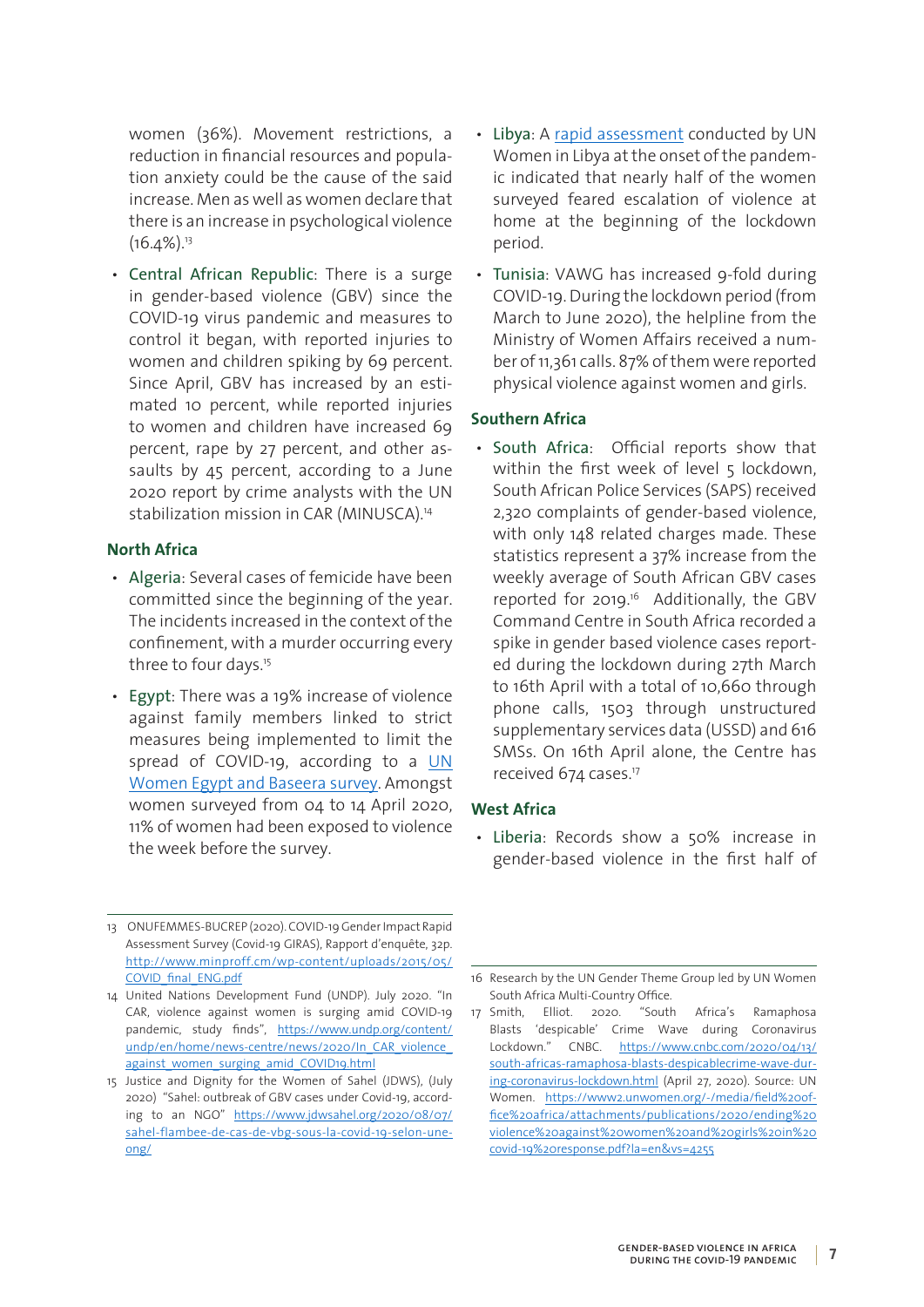women (36%). Movement restrictions, a reduction in financial resources and population anxiety could be the cause of the said increase. Men as well as women declare that there is an increase in psychological violence (16.4%).[13]

- Central African Republic: There is a surge in gender-based violence (GBV) since the COVID-19 virus pandemic and measures to control it began, with reported injuries to women and children spiking by 69 percent. Since April, GBV has increased by an estimated 10 percent, while reported injuries to women and children have increased 69 percent, rape by 27 percent, and other assaults by 45 percent, according to a June 2020 report by crime analysts with the UN stabilization mission in CAR (MINUSCA).[14]

### North Africa

- Algeria: Several cases of femicide have been committed since the beginning of the year. The incidents increased in the context of the confinement, with a murder occurring every three to four days.[15]
- Egypt: There was a 19% increase of violence against family members linked to strict measures being implemented to limit the spread of COVID-19, according to a UN Women Egypt and Baseera survey. Amongst women surveyed from 04 to 14 April 2020, 11% of women had been exposed to violence the week before the survey.
- Libya: A rapid assessment conducted by UN Women in Libya at the onset of the pandemic indicated that nearly half of the women surveyed feared escalation of violence at home at the beginning of the lockdown period.
- Tunisia: VAWG has increased 9-fold during COVID-19. During the lockdown period (from March to June 2020), the helpline from the Ministry of Women Affairs received a number of 11,361 calls. 87% of them were reported physical violence against women and girls.

### Southern Africa

- South Africa: Official reports show that within the first week of level 5 lockdown, South African Police Services (SAPS) received 2,320 complaints of gender-based violence, with only 148 related charges made. These statistics represent a 37% increase from the weekly average of South African GBV cases reported for 2019.[16] Additionally, the GBV Command Centre in South Africa recorded a spike in gender based violence cases reported during the lockdown during 27th March to 16th April with a total of 10,660 through phone calls, 1503 through unstructured supplementary services data (USSD) and 616 SMSs. On 16th April alone, the Centre has received 674 cases.[17]

### West Africa

- Liberia: Records show a 50% increase in gender-based violence in the first half of

---

13 ONUFEMMES-BUCREP (2020). COVID-19 Gender Impact Rapid Assessment Survey (Covid-19 GIRAS), Rapport d'enquête, 32p. http://www.minproff.cm/wp-content/uploads/2015/05/COVID_final_ENG.pdf

14 United Nations Development Fund (UNDP). July 2020. "In CAR, violence against women is surging amid COVID-19 pandemic, study finds", https://www.undp.org/content/undp/en/home/news-centre/news/2020/In_CAR_violence_against_women_surging_amid_COVID19.html

15 Justice and Dignity for the Women of Sahel (JDWS), (July 2020) "Sahel: outbreak of GBV cases under Covid-19, according to an NGO" https://www.jdwsahel.org/2020/08/07/sahel-flambee-de-cas-de-vbg-sous-la-covid-19-selon-une-ong/

16 Research by the UN Gender Theme Group led by UN Women South Africa Multi-Country Office.

17 Smith, Elliot. 2020. "South Africa's Ramaphosa Blasts 'despicable' Crime Wave during Coronavirus Lockdown." CNBC. https://www.cnbc.com/2020/04/13/south-africas-ramaphosa-blasts-despicablecrime-wave-during-coronavirus-lockdown.html (April 27, 2020). Source: UN Women. https://www2.unwomen.org/-/media/field%20office%20africa/attachments/publications/2020/ending%20violence%20against%20women%20and%20girls%20in%20covid-19%20response.pdf?la=en&vs=4255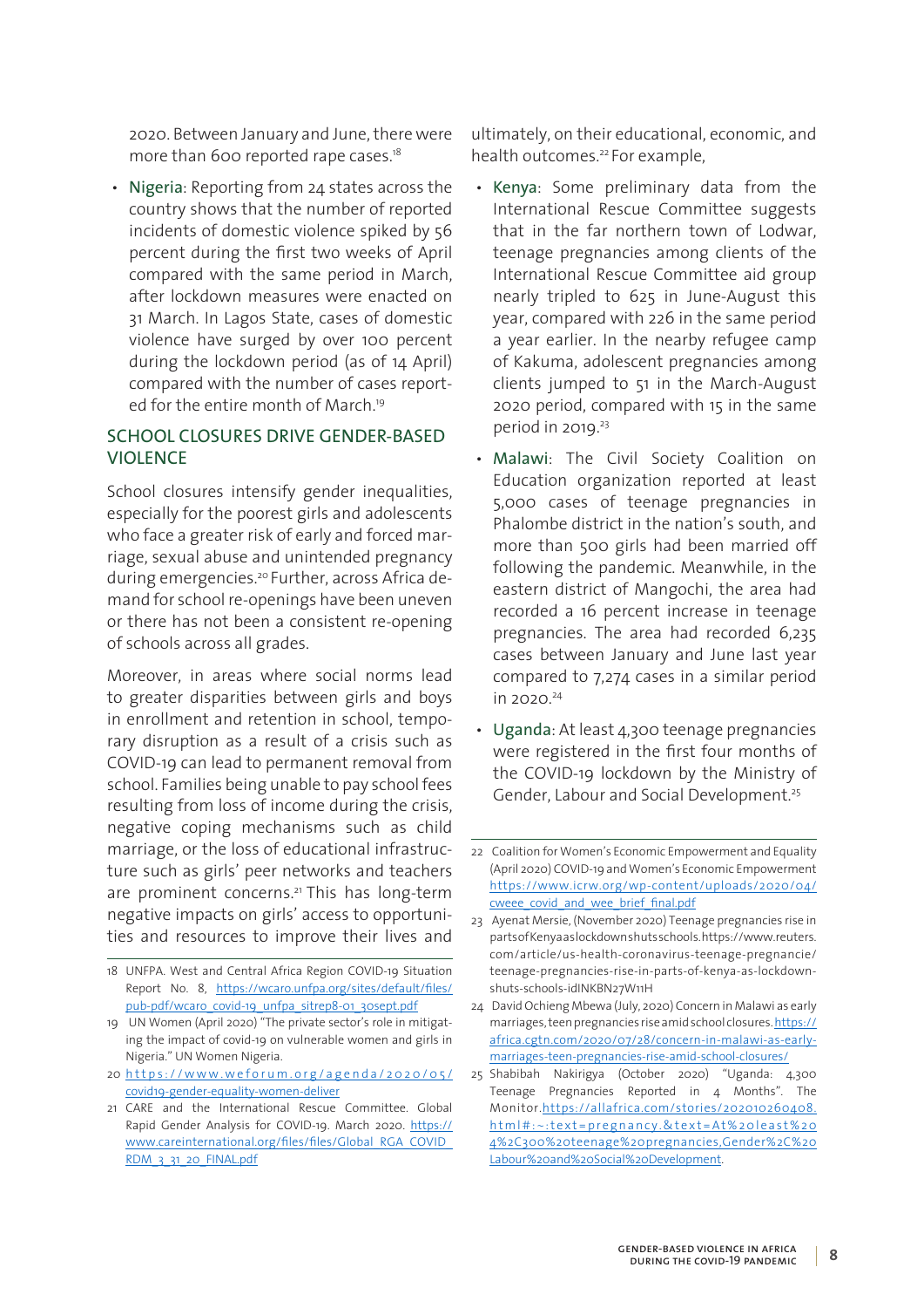2020. Between January and June, there were more than 600 reported rape cases.[18]

- Nigeria: Reporting from 24 states across the country shows that the number of reported incidents of domestic violence spiked by 56 percent during the first two weeks of April compared with the same period in March, after lockdown measures were enacted on 31 March. In Lagos State, cases of domestic violence have surged by over 100 percent during the lockdown period (as of 14 April) compared with the number of cases reported for the entire month of March.[19]

## SCHOOL CLOSURES DRIVE GENDER-BASED VIOLENCE

School closures intensify gender inequalities, especially for the poorest girls and adolescents who face a greater risk of early and forced marriage, sexual abuse and unintended pregnancy during emergencies.[20] Further, across Africa demand for school re-openings have been uneven or there has not been a consistent re-opening of schools across all grades.

Moreover, in areas where social norms lead to greater disparities between girls and boys in enrollment and retention in school, temporary disruption as a result of a crisis such as COVID-19 can lead to permanent removal from school. Families being unable to pay school fees resulting from loss of income during the crisis, negative coping mechanisms such as child marriage, or the loss of educational infrastructure such as girls' peer networks and teachers are prominent concerns.[21] This has long-term negative impacts on girls' access to opportunities and resources to improve their lives and ultimately, on their educational, economic, and health outcomes.[22] For example,

- Kenya: Some preliminary data from the International Rescue Committee suggests that in the far northern town of Lodwar, teenage pregnancies among clients of the International Rescue Committee aid group nearly tripled to 625 in June-August this year, compared with 226 in the same period a year earlier. In the nearby refugee camp of Kakuma, adolescent pregnancies among clients jumped to 51 in the March-August 2020 period, compared with 15 in the same period in 2019.[23]
- Malawi: The Civil Society Coalition on Education organization reported at least 5,000 cases of teenage pregnancies in Phalombe district in the nation's south, and more than 500 girls had been married off following the pandemic. Meanwhile, in the eastern district of Mangochi, the area had recorded a 16 percent increase in teenage pregnancies. The area had recorded 6,235 cases between January and June last year compared to 7,274 cases in a similar period in 2020.[24]
- Uganda: At least 4,300 teenage pregnancies were registered in the first four months of the COVID-19 lockdown by the Ministry of Gender, Labour and Social Development.[25]

---

18 UNFPA. West and Central Africa Region COVID-19 Situation Report No. 8, https://wcaro.unfpa.org/sites/default/files/pub-pdf/wcaro_covid-19_unfpa_sitrep8-01_30sept.pdf

19 UN Women (April 2020) "The private sector's role in mitigating the impact of covid-19 on vulnerable women and girls in Nigeria." UN Women Nigeria.

20 https://www.weforum.org/agenda/2020/05/covid19-gender-equality-women-deliver

21 CARE and the International Rescue Committee. Global Rapid Gender Analysis for COVID-19. March 2020. https://www.careinternational.org/files/files/Global_RGA_COVID_RDM_3_31_20_FINAL.pdf

22 Coalition for Women's Economic Empowerment and Equality (April 2020) COVID-19 and Women's Economic Empowerment https://www.icrw.org/wp-content/uploads/2020/04/cweee_covid_and_wee_brief_final.pdf

23 Ayenat Mersie, (November 2020) Teenage pregnancies rise in parts of Kenya as lockdown shuts schools. https://www.reuters.com/article/us-health-coronavirus-teenage-pregnancie/teenage-pregnancies-rise-in-parts-of-kenya-as-lockdown-shuts-schools-idINKBN27W11H

24 David Ochieng Mbewa (July, 2020) Concern in Malawi as early marriages, teen pregnancies rise amid school closures. https://africa.cgtn.com/2020/07/28/concern-in-malawi-as-early-marriages-teen-pregnancies-rise-amid-school-closures/

25 Shabibah Nakirigya (October 2020) "Uganda: 4,300 Teenage Pregnancies Reported in 4 Months". The Monitor. https://allafrica.com/stories/202010260408.html#:~:text=pregnancy.&text=At%20least%204%2C300%20teenage%20pregnancies,Gender%2C%20Labour%20and%20Social%20Development.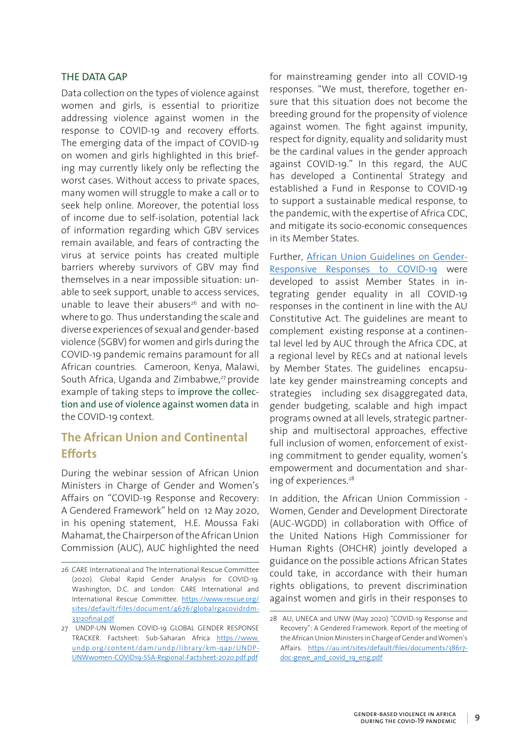### THE DATA GAP

Data collection on the types of violence against women and girls, is essential to prioritize addressing violence against women in the response to COVID-19 and recovery efforts. The emerging data of the impact of COVID-19 on women and girls highlighted in this briefing may currently likely only be reflecting the worst cases. Without access to private spaces, many women will struggle to make a call or to seek help online. Moreover, the potential loss of income due to self-isolation, potential lack of information regarding which GBV services remain available, and fears of contracting the virus at service points has created multiple barriers whereby survivors of GBV may find themselves in a near impossible situation: unable to seek support, unable to access services, unable to leave their abusers[26] and with nowhere to go. Thus understanding the scale and diverse experiences of sexual and gender-based violence (SGBV) for women and girls during the COVID-19 pandemic remains paramount for all African countries. Cameroon, Kenya, Malawi, South Africa, Uganda and Zimbabwe,[27] provide example of taking steps to improve the collection and use of violence against women data in the COVID-19 context.

## The African Union and Continental Efforts

During the webinar session of African Union Ministers in Charge of Gender and Women's Affairs on "COVID-19 Response and Recovery: A Gendered Framework" held on 12 May 2020, in his opening statement, H.E. Moussa Faki Mahamat, the Chairperson of the African Union Commission (AUC), AUC highlighted the need for mainstreaming gender into all COVID-19 responses. "We must, therefore, together ensure that this situation does not become the breeding ground for the propensity of violence against women. The fight against impunity, respect for dignity, equality and solidarity must be the cardinal values in the gender approach against COVID-19." In this regard, the AUC has developed a Continental Strategy and established a Fund in Response to COVID-19 to support a sustainable medical response, to the pandemic, with the expertise of Africa CDC, and mitigate its socio-economic consequences in its Member States.

Further, African Union Guidelines on Gender-Responsive Responses to COVID-19 were developed to assist Member States in integrating gender equality in all COVID-19 responses in the continent in line with the AU Constitutive Act. The guidelines are meant to complement existing response at a continental level led by AUC through the Africa CDC, at a regional level by RECs and at national levels by Member States. The guidelines encapsulate key gender mainstreaming concepts and strategies including sex disaggregated data, gender budgeting, scalable and high impact programs owned at all levels, strategic partnership and multisectoral approaches, effective full inclusion of women, enforcement of existing commitment to gender equality, women's empowerment and documentation and sharing of experiences.[28]

In addition, the African Union Commission - Women, Gender and Development Directorate (AUC-WGDD) in collaboration with Office of the United Nations High Commissioner for Human Rights (OHCHR) jointly developed a guidance on the possible actions African States could take, in accordance with their human rights obligations, to prevent discrimination against women and girls in their responses to

---

26 CARE International and The International Rescue Committee (2020). Global Rapid Gender Analysis for COVID-19. Washington, D.C. and London: CARE International and International Rescue Committee. https://www.rescue.org/sites/default/files/document/4676/globalrgacovidrdm33120final.pdf

27 UNDP-UN Women COVID-19 GLOBAL GENDER RESPONSE TRACKER. Factsheet: Sub-Saharan Africa https://www.undp.org/content/dam/undp/library/km-qap/UNDP-UNWwomen-COVID19-SSA-Regional-Factsheet-2020.pdf.pdf

28 AU, UNECA and UNW (May 2020) "COVID-19 Response and Recovery": A Gendered Framework. Report of the meeting of the African Union Ministers in Charge of Gender and Women's Affairs. https://au.int/sites/default/files/documents/38617-doc-gewe_and_covid_19_eng.pdf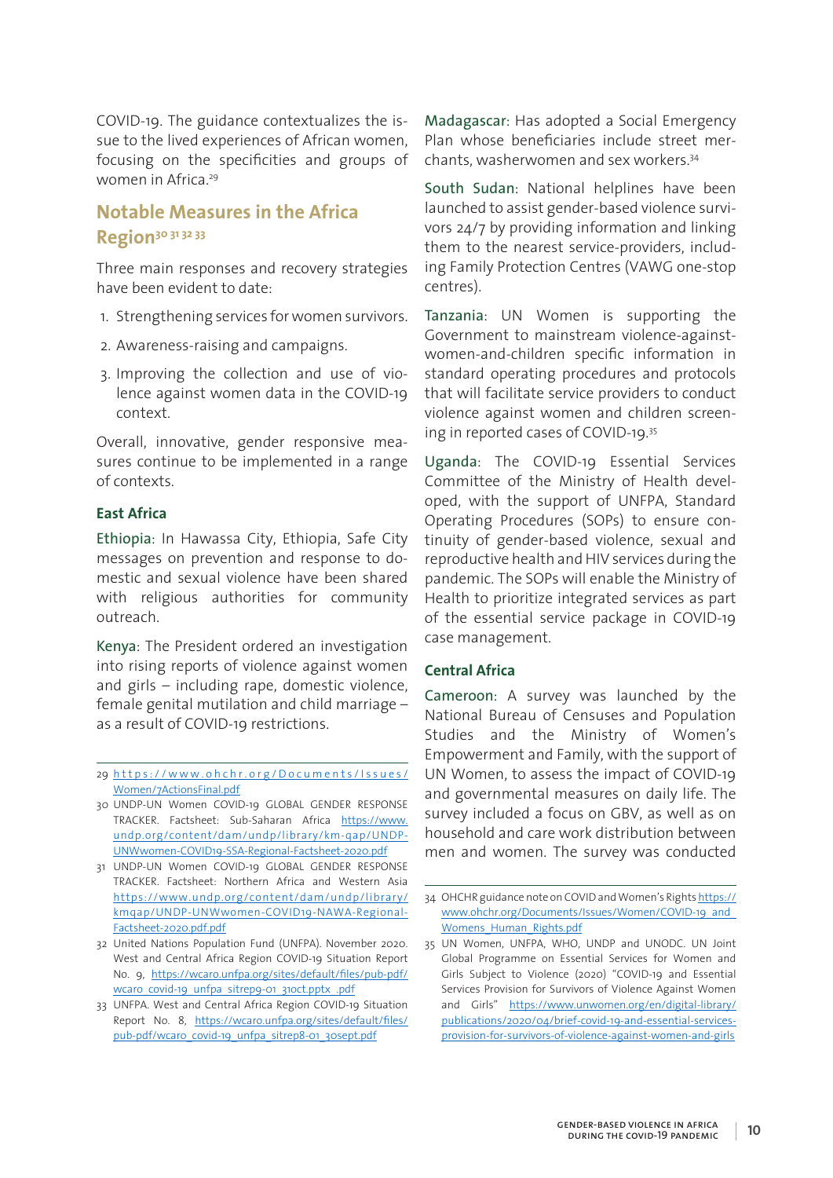COVID-19. The guidance contextualizes the issue to the lived experiences of African women, focusing on the specificities and groups of women in Africa.[29]

## Notable Measures in the Africa Region[30 31 32 33]

Three main responses and recovery strategies have been evident to date:

1. Strengthening services for women survivors.
2. Awareness-raising and campaigns.
3. Improving the collection and use of violence against women data in the COVID-19 context.

Overall, innovative, gender responsive measures continue to be implemented in a range of contexts.

### East Africa

Ethiopia: In Hawassa City, Ethiopia, Safe City messages on prevention and response to domestic and sexual violence have been shared with religious authorities for community outreach.

Kenya: The President ordered an investigation into rising reports of violence against women and girls – including rape, domestic violence, female genital mutilation and child marriage – as a result of COVID-19 restrictions.

Madagascar: Has adopted a Social Emergency Plan whose beneficiaries include street merchants, washerwomen and sex workers.[34]

South Sudan: National helplines have been launched to assist gender-based violence survivors 24/7 by providing information and linking them to the nearest service-providers, including Family Protection Centres (VAWG one-stop centres).

Tanzania: UN Women is supporting the Government to mainstream violence-against-women-and-children specific information in standard operating procedures and protocols that will facilitate service providers to conduct violence against women and children screening in reported cases of COVID-19.[35]

Uganda: The COVID-19 Essential Services Committee of the Ministry of Health developed, with the support of UNFPA, Standard Operating Procedures (SOPs) to ensure continuity of gender-based violence, sexual and reproductive health and HIV services during the pandemic. The SOPs will enable the Ministry of Health to prioritize integrated services as part of the essential service package in COVID-19 case management.

### Central Africa

Cameroon: A survey was launched by the National Bureau of Censuses and Population Studies and the Ministry of Women's Empowerment and Family, with the support of UN Women, to assess the impact of COVID-19 and governmental measures on daily life. The survey included a focus on GBV, as well as on household and care work distribution between men and women. The survey was conducted

---

29 https://www.ohchr.org/Documents/Issues/Women/7ActionsFinal.pdf

30 UNDP-UN Women COVID-19 GLOBAL GENDER RESPONSE TRACKER. Factsheet: Sub-Saharan Africa https://www.undp.org/content/dam/undp/library/km-qap/UNDP-UNWwomen-COVID19-SSA-Regional-Factsheet-2020.pdf

31 UNDP-UN Women COVID-19 GLOBAL GENDER RESPONSE TRACKER. Factsheet: Northern Africa and Western Asia https://www.undp.org/content/dam/undp/library/kmqap/UNDP-UNWwomen-COVID19-NAWA-Regional-Factsheet-2020.pdf.pdf

32 United Nations Population Fund (UNFPA). November 2020. West and Central Africa Region COVID-19 Situation Report No. 9, https://wcaro.unfpa.org/sites/default/files/pub-pdf/wcaro_covid-19_unfpa_sitrep9-01_31oct.pptx_.pdf

33 UNFPA. West and Central Africa Region COVID-19 Situation Report No. 8, https://wcaro.unfpa.org/sites/default/files/pub-pdf/wcaro_covid-19_unfpa_sitrep8-01_30sept.pdf

34 OHCHR guidance note on COVID and Women's Rights https://www.ohchr.org/Documents/Issues/Women/COVID-19_and_Womens_Human_Rights.pdf

35 UN Women, UNFPA, WHO, UNDP and UNODC. UN Joint Global Programme on Essential Services for Women and Girls Subject to Violence (2020) "COVID-19 and Essential Services Provision for Survivors of Violence Against Women and Girls" https://www.unwomen.org/en/digital-library/publications/2020/04/brief-covid-19-and-essential-services-provision-for-survivors-of-violence-against-women-and-girls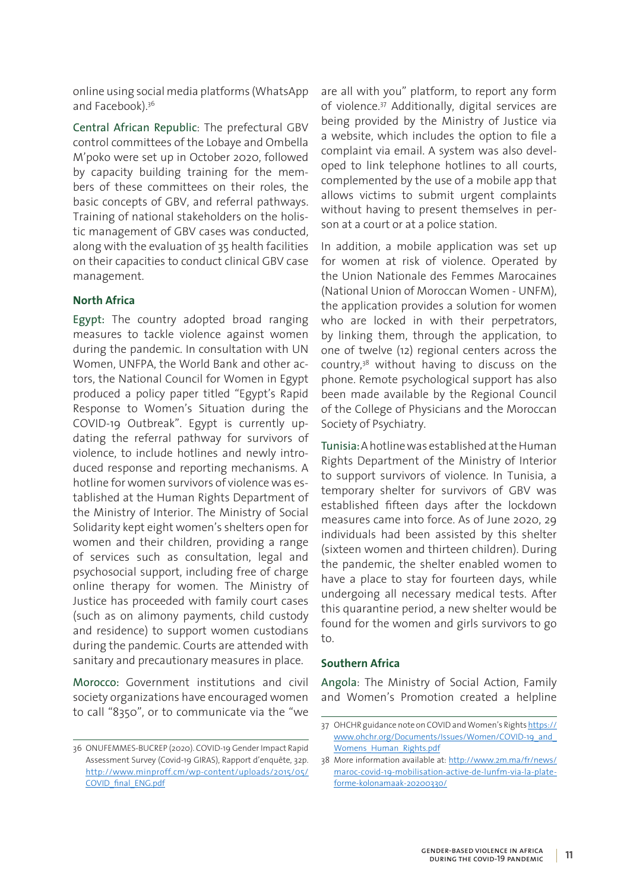online using social media platforms (WhatsApp and Facebook).[36]

Central African Republic: The prefectural GBV control committees of the Lobaye and Ombella M'poko were set up in October 2020, followed by capacity building training for the members of these committees on their roles, the basic concepts of GBV, and referral pathways. Training of national stakeholders on the holistic management of GBV cases was conducted, along with the evaluation of 35 health facilities on their capacities to conduct clinical GBV case management.

### North Africa

Egypt: The country adopted broad ranging measures to tackle violence against women during the pandemic. In consultation with UN Women, UNFPA, the World Bank and other actors, the National Council for Women in Egypt produced a policy paper titled "Egypt's Rapid Response to Women's Situation during the COVID-19 Outbreak". Egypt is currently updating the referral pathway for survivors of violence, to include hotlines and newly introduced response and reporting mechanisms. A hotline for women survivors of violence was established at the Human Rights Department of the Ministry of Interior. The Ministry of Social Solidarity kept eight women's shelters open for women and their children, providing a range of services such as consultation, legal and psychosocial support, including free of charge online therapy for women. The Ministry of Justice has proceeded with family court cases (such as on alimony payments, child custody and residence) to support women custodians during the pandemic. Courts are attended with sanitary and precautionary measures in place.

Morocco: Government institutions and civil society organizations have encouraged women to call "8350", or to communicate via the "we are all with you" platform, to report any form of violence.[37] Additionally, digital services are being provided by the Ministry of Justice via a website, which includes the option to file a complaint via email. A system was also developed to link telephone hotlines to all courts, complemented by the use of a mobile app that allows victims to submit urgent complaints without having to present themselves in person at a court or at a police station.

In addition, a mobile application was set up for women at risk of violence. Operated by the Union Nationale des Femmes Marocaines (National Union of Moroccan Women - UNFM), the application provides a solution for women who are locked in with their perpetrators, by linking them, through the application, to one of twelve (12) regional centers across the country,[38] without having to discuss on the phone. Remote psychological support has also been made available by the Regional Council of the College of Physicians and the Moroccan Society of Psychiatry.

Tunisia: A hotline was established at the Human Rights Department of the Ministry of Interior to support survivors of violence. In Tunisia, a temporary shelter for survivors of GBV was established fifteen days after the lockdown measures came into force. As of June 2020, 29 individuals had been assisted by this shelter (sixteen women and thirteen children). During the pandemic, the shelter enabled women to have a place to stay for fourteen days, while undergoing all necessary medical tests. After this quarantine period, a new shelter would be found for the women and girls survivors to go to.

### Southern Africa

Angola: The Ministry of Social Action, Family and Women's Promotion created a helpline

---

36 ONUFEMMES-BUCREP (2020). COVID-19 Gender Impact Rapid Assessment Survey (Covid-19 GIRAS), Rapport d'enquête, 32p. http://www.minproff.cm/wp-content/uploads/2015/05/COVID_final_ENG.pdf

37 OHCHR guidance note on COVID and Women's Rights https://www.ohchr.org/Documents/Issues/Women/COVID-19_and_Womens_Human_Rights.pdf

38 More information available at: http://www.2m.ma/fr/news/maroc-covid-19-mobilisation-active-de-lunfm-via-la-plateforme-kolonamaak-20200330/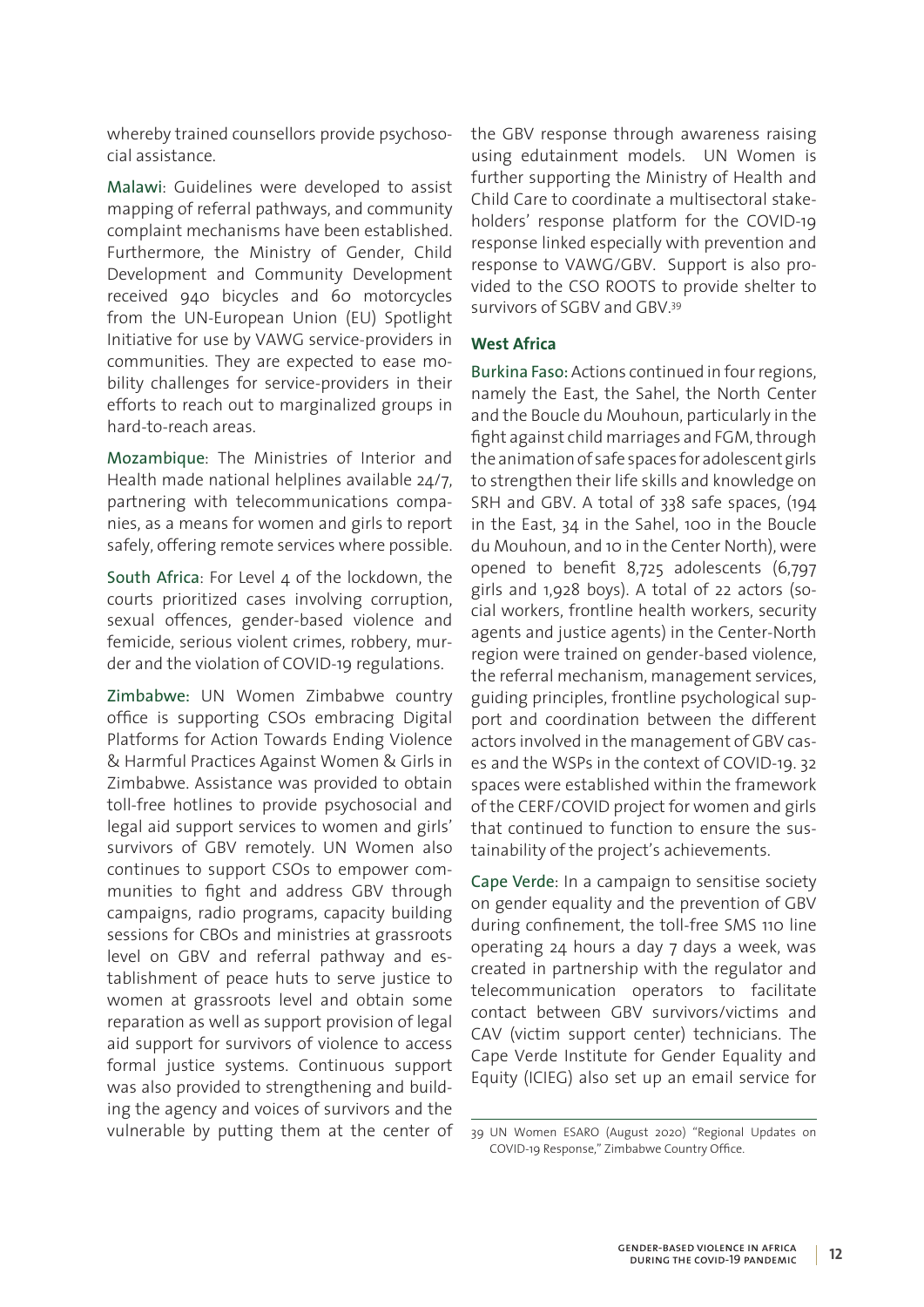whereby trained counsellors provide psychosocial assistance.

Malawi: Guidelines were developed to assist mapping of referral pathways, and community complaint mechanisms have been established. Furthermore, the Ministry of Gender, Child Development and Community Development received 940 bicycles and 60 motorcycles from the UN-European Union (EU) Spotlight Initiative for use by VAWG service-providers in communities. They are expected to ease mobility challenges for service-providers in their efforts to reach out to marginalized groups in hard-to-reach areas.

Mozambique: The Ministries of Interior and Health made national helplines available 24/7, partnering with telecommunications companies, as a means for women and girls to report safely, offering remote services where possible.

South Africa: For Level 4 of the lockdown, the courts prioritized cases involving corruption, sexual offences, gender-based violence and femicide, serious violent crimes, robbery, murder and the violation of COVID-19 regulations.

Zimbabwe: UN Women Zimbabwe country office is supporting CSOs embracing Digital Platforms for Action Towards Ending Violence & Harmful Practices Against Women & Girls in Zimbabwe. Assistance was provided to obtain toll-free hotlines to provide psychosocial and legal aid support services to women and girls' survivors of GBV remotely. UN Women also continues to support CSOs to empower communities to fight and address GBV through campaigns, radio programs, capacity building sessions for CBOs and ministries at grassroots level on GBV and referral pathway and establishment of peace huts to serve justice to women at grassroots level and obtain some reparation as well as support provision of legal aid support for survivors of violence to access formal justice systems. Continuous support was also provided to strengthening and building the agency and voices of survivors and the vulnerable by putting them at the center of the GBV response through awareness raising using edutainment models. UN Women is further supporting the Ministry of Health and Child Care to coordinate a multisectoral stakeholders' response platform for the COVID-19 response linked especially with prevention and response to VAWG/GBV. Support is also provided to the CSO ROOTS to provide shelter to survivors of SGBV and GBV.[39]

**West Africa**

Burkina Faso: Actions continued in four regions, namely the East, the Sahel, the North Center and the Boucle du Mouhoun, particularly in the fight against child marriages and FGM, through the animation of safe spaces for adolescent girls to strengthen their life skills and knowledge on SRH and GBV. A total of 338 safe spaces, (194 in the East, 34 in the Sahel, 100 in the Boucle du Mouhoun, and 10 in the Center North), were opened to benefit 8,725 adolescents (6,797 girls and 1,928 boys). A total of 22 actors (social workers, frontline health workers, security agents and justice agents) in the Center-North region were trained on gender-based violence, the referral mechanism, management services, guiding principles, frontline psychological support and coordination between the different actors involved in the management of GBV cases and the WSPs in the context of COVID-19. 32 spaces were established within the framework of the CERF/COVID project for women and girls that continued to function to ensure the sustainability of the project's achievements.

Cape Verde: In a campaign to sensitise society on gender equality and the prevention of GBV during confinement, the toll-free SMS 110 line operating 24 hours a day 7 days a week, was created in partnership with the regulator and telecommunication operators to facilitate contact between GBV survivors/victims and CAV (victim support center) technicians. The Cape Verde Institute for Gender Equality and Equity (ICIEG) also set up an email service for

[39] UN Women ESARO (August 2020) "Regional Updates on COVID-19 Response," Zimbabwe Country Office.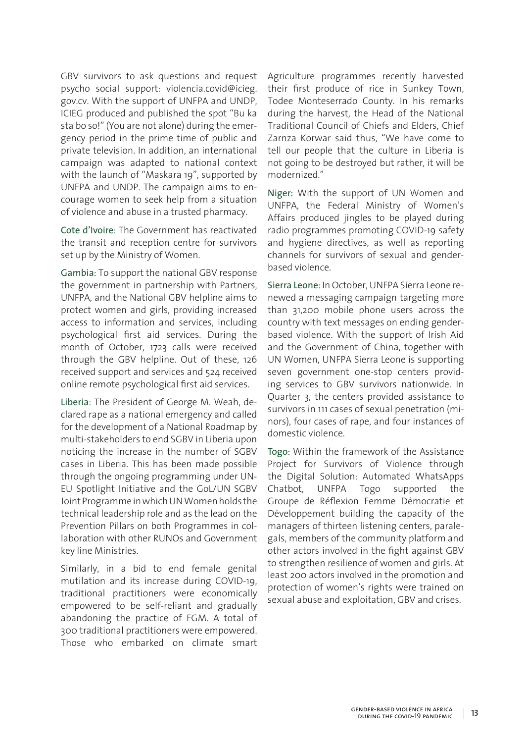GBV survivors to ask questions and request psycho social support: violencia.covid@icieg.gov.cv. With the support of UNFPA and UNDP, ICIEG produced and published the spot "Bu ka sta bo so!" (You are not alone) during the emergency period in the prime time of public and private television. In addition, an international campaign was adapted to national context with the launch of "Maskara 19", supported by UNFPA and UNDP. The campaign aims to encourage women to seek help from a situation of violence and abuse in a trusted pharmacy.

Cote d'Ivoire: The Government has reactivated the transit and reception centre for survivors set up by the Ministry of Women.

Gambia: To support the national GBV response the government in partnership with Partners, UNFPA, and the National GBV helpline aims to protect women and girls, providing increased access to information and services, including psychological first aid services. During the month of October, 1723 calls were received through the GBV helpline. Out of these, 126 received support and services and 524 received online remote psychological first aid services.

Liberia: The President of George M. Weah, declared rape as a national emergency and called for the development of a National Roadmap by multi-stakeholders to end SGBV in Liberia upon noticing the increase in the number of SGBV cases in Liberia. This has been made possible through the ongoing programming under UN-EU Spotlight Initiative and the GoL/UN SGBV Joint Programme in which UN Women holds the technical leadership role and as the lead on the Prevention Pillars on both Programmes in collaboration with other RUNOs and Government key line Ministries.

Similarly, in a bid to end female genital mutilation and its increase during COVID-19, traditional practitioners were economically empowered to be self-reliant and gradually abandoning the practice of FGM. A total of 300 traditional practitioners were empowered. Those who embarked on climate smart Agriculture programmes recently harvested their first produce of rice in Sunkey Town, Todee Monteserrado County. In his remarks during the harvest, the Head of the National Traditional Council of Chiefs and Elders, Chief Zarnza Korwar said thus, "We have come to tell our people that the culture in Liberia is not going to be destroyed but rather, it will be modernized."

Niger: With the support of UN Women and UNFPA, the Federal Ministry of Women's Affairs produced jingles to be played during radio programmes promoting COVID-19 safety and hygiene directives, as well as reporting channels for survivors of sexual and gender-based violence.

Sierra Leone: In October, UNFPA Sierra Leone renewed a messaging campaign targeting more than 31,200 mobile phone users across the country with text messages on ending gender-based violence. With the support of Irish Aid and the Government of China, together with UN Women, UNFPA Sierra Leone is supporting seven government one-stop centers providing services to GBV survivors nationwide. In Quarter 3, the centers provided assistance to survivors in 111 cases of sexual penetration (minors), four cases of rape, and four instances of domestic violence.

Togo: Within the framework of the Assistance Project for Survivors of Violence through the Digital Solution: Automated WhatsApps Chatbot, UNFPA Togo supported the Groupe de Réflexion Femme Démocratie et Développement building the capacity of the managers of thirteen listening centers, paralegals, members of the community platform and other actors involved in the fight against GBV to strengthen resilience of women and girls. At least 200 actors involved in the promotion and protection of women's rights were trained on sexual abuse and exploitation, GBV and crises.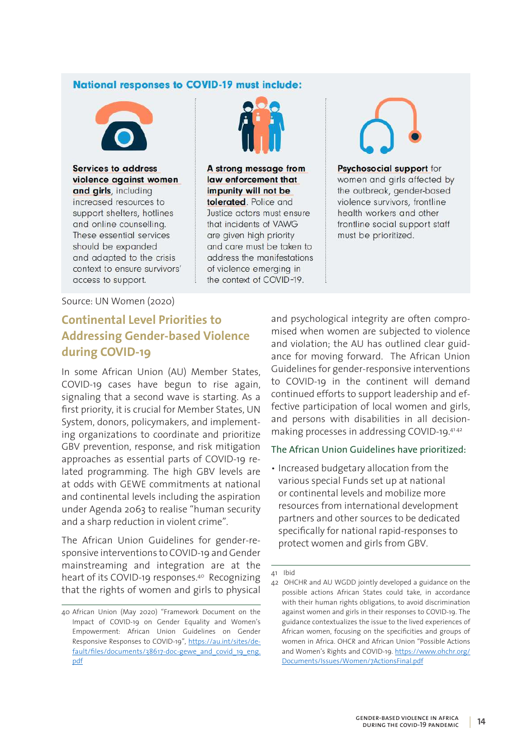**National responses to COVID-19 must include:**

**Services to address violence against women and girls**, including increased resources to support shelters, hotlines and online counselling. These essential services should be expanded and adapted to the crisis context to ensure survivors' access to support.

**A strong message from law enforcement that impunity will not be tolerated**. Police and Justice actors must ensure that incidents of VAWG are given high priority and care must be taken to address the manifestations of violence emerging in the context of COVID-19.

**Psychosocial support** for women and girls affected by the outbreak, gender-based violence survivors, frontline health workers and other frontline social support staff must be prioritized.

Source: UN Women (2020)

## Continental Level Priorities to Addressing Gender-based Violence during COVID-19

In some African Union (AU) Member States, COVID-19 cases have begun to rise again, signaling that a second wave is starting. As a first priority, it is crucial for Member States, UN System, donors, policymakers, and implementing organizations to coordinate and prioritize GBV prevention, response, and risk mitigation approaches as essential parts of COVID-19 related programming. The high GBV levels are at odds with GEWE commitments at national and continental levels including the aspiration under Agenda 2063 to realise "human security and a sharp reduction in violent crime".

The African Union Guidelines for gender-responsive interventions to COVID-19 and Gender mainstreaming and integration are at the heart of its COVID-19 responses.[40] Recognizing that the rights of women and girls to physical and psychological integrity are often compromised when women are subjected to violence and violation; the AU has outlined clear guidance for moving forward. The African Union Guidelines for gender-responsive interventions to COVID-19 in the continent will demand continued efforts to support leadership and effective participation of local women and girls, and persons with disabilities in all decision-making processes in addressing COVID-19.[41][42]

### The African Union Guidelines have prioritized:

- Increased budgetary allocation from the various special Funds set up at national or continental levels and mobilize more resources from international development partners and other sources to be dedicated specifically for national rapid-responses to protect women and girls from GBV.

---

40 African Union (May 2020) "Framework Document on the Impact of COVID-19 on Gender Equality and Women's Empowerment: African Union Guidelines on Gender Responsive Responses to COVID-19", https://au.int/sites/default/files/documents/38617-doc-gewe_and_covid_19_eng.pdf

41 Ibid

42 OHCHR and AU WGDD jointly developed a guidance on the possible actions African States could take, in accordance with their human rights obligations, to avoid discrimination against women and girls in their responses to COVID-19. The guidance contextualizes the issue to the lived experiences of African women, focusing on the specificities and groups of women in Africa. OHCR and African Union "Possible Actions and Women's Rights and COVID-19. https://www.ohchr.org/Documents/Issues/Women/7ActionsFinal.pdf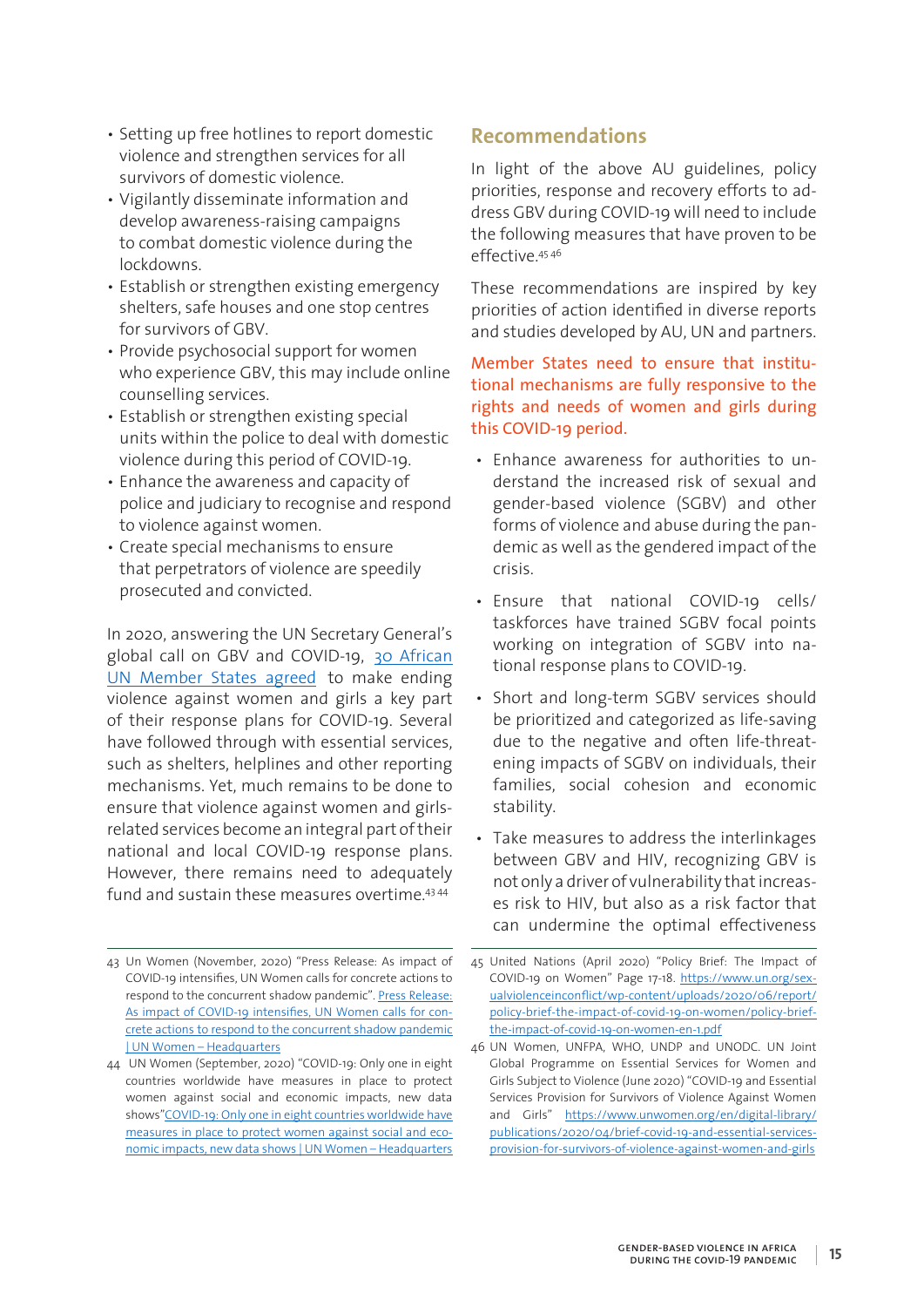- Setting up free hotlines to report domestic violence and strengthen services for all survivors of domestic violence.
- Vigilantly disseminate information and develop awareness-raising campaigns to combat domestic violence during the lockdowns.
- Establish or strengthen existing emergency shelters, safe houses and one stop centres for survivors of GBV.
- Provide psychosocial support for women who experience GBV, this may include online counselling services.
- Establish or strengthen existing special units within the police to deal with domestic violence during this period of COVID-19.
- Enhance the awareness and capacity of police and judiciary to recognise and respond to violence against women.
- Create special mechanisms to ensure that perpetrators of violence are speedily prosecuted and convicted.

In 2020, answering the UN Secretary General's global call on GBV and COVID-19, 30 African UN Member States agreed to make ending violence against women and girls a key part of their response plans for COVID-19. Several have followed through with essential services, such as shelters, helplines and other reporting mechanisms. Yet, much remains to be done to ensure that violence against women and girls-related services become an integral part of their national and local COVID-19 response plans. However, there remains need to adequately fund and sustain these measures overtime.[43][44]

## Recommendations

In light of the above AU guidelines, policy priorities, response and recovery efforts to address GBV during COVID-19 will need to include the following measures that have proven to be effective.[45][46]

These recommendations are inspired by key priorities of action identified in diverse reports and studies developed by AU, UN and partners.

**Member States need to ensure that institutional mechanisms are fully responsive to the rights and needs of women and girls during this COVID-19 period.**

- Enhance awareness for authorities to understand the increased risk of sexual and gender-based violence (SGBV) and other forms of violence and abuse during the pandemic as well as the gendered impact of the crisis.
- Ensure that national COVID-19 cells/taskforces have trained SGBV focal points working on integration of SGBV into national response plans to COVID-19.
- Short and long-term SGBV services should be prioritized and categorized as life-saving due to the negative and often life-threatening impacts of SGBV on individuals, their families, social cohesion and economic stability.
- Take measures to address the interlinkages between GBV and HIV, recognizing GBV is not only a driver of vulnerability that increases risk to HIV, but also as a risk factor that can undermine the optimal effectiveness

---

43 Un Women (November, 2020) "Press Release: As impact of COVID-19 intensifies, UN Women calls for concrete actions to respond to the concurrent shadow pandemic". Press Release: As impact of COVID-19 intensifies, UN Women calls for concrete actions to respond to the concurrent shadow pandemic | UN Women – Headquarters

44 UN Women (September, 2020) "COVID-19: Only one in eight countries worldwide have measures in place to protect women against social and economic impacts, new data shows"COVID-19: Only one in eight countries worldwide have measures in place to protect women against social and economic impacts, new data shows | UN Women – Headquarters

45 United Nations (April 2020) "Policy Brief: The Impact of COVID-19 on Women" Page 17-18. https://www.un.org/sexualviolenceinconflict/wp-content/uploads/2020/06/report/policy-brief-the-impact-of-covid-19-on-women/policy-brief-the-impact-of-covid-19-on-women-en-1.pdf

46 UN Women, UNFPA, WHO, UNDP and UNODC. UN Joint Global Programme on Essential Services for Women and Girls Subject to Violence (June 2020) "COVID-19 and Essential Services Provision for Survivors of Violence Against Women and Girls" https://www.unwomen.org/en/digital-library/publications/2020/04/brief-covid-19-and-essential-services-provision-for-survivors-of-violence-against-women-and-girls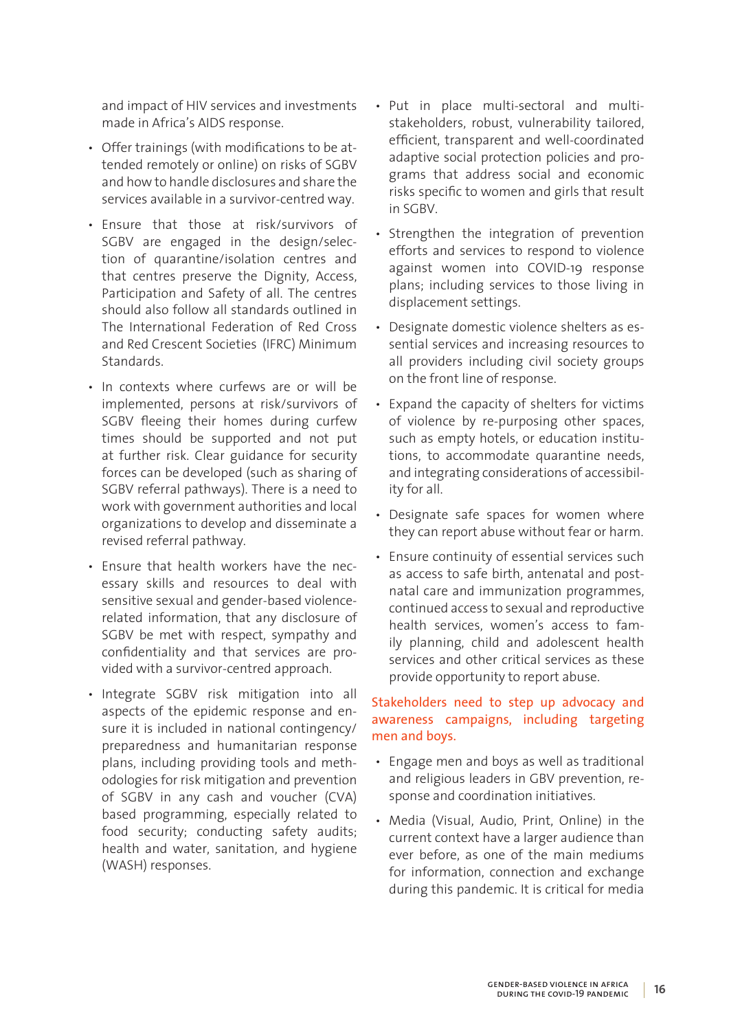and impact of HIV services and investments made in Africa's AIDS response.

- Offer trainings (with modifications to be attended remotely or online) on risks of SGBV and how to handle disclosures and share the services available in a survivor-centred way.
- Ensure that those at risk/survivors of SGBV are engaged in the design/selection of quarantine/isolation centres and that centres preserve the Dignity, Access, Participation and Safety of all. The centres should also follow all standards outlined in The International Federation of Red Cross and Red Crescent Societies (IFRC) Minimum Standards.
- In contexts where curfews are or will be implemented, persons at risk/survivors of SGBV fleeing their homes during curfew times should be supported and not put at further risk. Clear guidance for security forces can be developed (such as sharing of SGBV referral pathways). There is a need to work with government authorities and local organizations to develop and disseminate a revised referral pathway.
- Ensure that health workers have the necessary skills and resources to deal with sensitive sexual and gender-based violence-related information, that any disclosure of SGBV be met with respect, sympathy and confidentiality and that services are provided with a survivor-centred approach.
- Integrate SGBV risk mitigation into all aspects of the epidemic response and ensure it is included in national contingency/preparedness and humanitarian response plans, including providing tools and methodologies for risk mitigation and prevention of SGBV in any cash and voucher (CVA) based programming, especially related to food security; conducting safety audits; health and water, sanitation, and hygiene (WASH) responses.
- Put in place multi-sectoral and multi-stakeholders, robust, vulnerability tailored, efficient, transparent and well-coordinated adaptive social protection policies and programs that address social and economic risks specific to women and girls that result in SGBV.
- Strengthen the integration of prevention efforts and services to respond to violence against women into COVID-19 response plans; including services to those living in displacement settings.
- Designate domestic violence shelters as essential services and increasing resources to all providers including civil society groups on the front line of response.
- Expand the capacity of shelters for victims of violence by re-purposing other spaces, such as empty hotels, or education institutions, to accommodate quarantine needs, and integrating considerations of accessibility for all.
- Designate safe spaces for women where they can report abuse without fear or harm.
- Ensure continuity of essential services such as access to safe birth, antenatal and postnatal care and immunization programmes, continued access to sexual and reproductive health services, women's access to family planning, child and adolescent health services and other critical services as these provide opportunity to report abuse.

**Stakeholders need to step up advocacy and awareness campaigns, including targeting men and boys.**

- Engage men and boys as well as traditional and religious leaders in GBV prevention, response and coordination initiatives.
- Media (Visual, Audio, Print, Online) in the current context have a larger audience than ever before, as one of the main mediums for information, connection and exchange during this pandemic. It is critical for media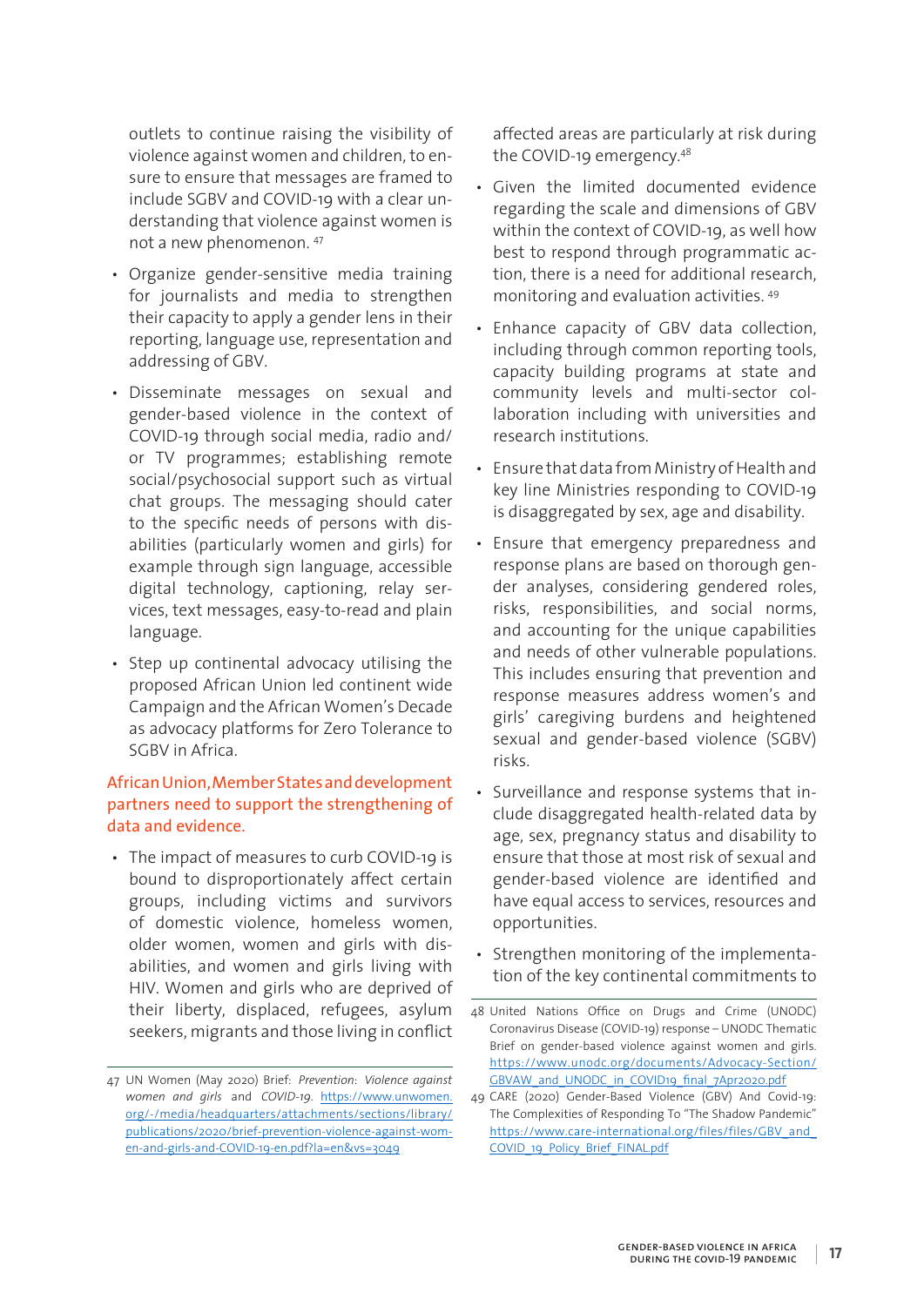outlets to continue raising the visibility of violence against women and children, to ensure to ensure that messages are framed to include SGBV and COVID-19 with a clear understanding that violence against women is not a new phenomenon. [47]

- Organize gender-sensitive media training for journalists and media to strengthen their capacity to apply a gender lens in their reporting, language use, representation and addressing of GBV.
- Disseminate messages on sexual and gender-based violence in the context of COVID-19 through social media, radio and/or TV programmes; establishing remote social/psychosocial support such as virtual chat groups. The messaging should cater to the specific needs of persons with disabilities (particularly women and girls) for example through sign language, accessible digital technology, captioning, relay services, text messages, easy-to-read and plain language.
- Step up continental advocacy utilising the proposed African Union led continent wide Campaign and the African Women's Decade as advocacy platforms for Zero Tolerance to SGBV in Africa.

**African Union, Member States and development partners need to support the strengthening of data and evidence.**

- The impact of measures to curb COVID-19 is bound to disproportionately affect certain groups, including victims and survivors of domestic violence, homeless women, older women, women and girls with disabilities, and women and girls living with HIV. Women and girls who are deprived of their liberty, displaced, refugees, asylum seekers, migrants and those living in conflict affected areas are particularly at risk during the COVID-19 emergency.[48]
- Given the limited documented evidence regarding the scale and dimensions of GBV within the context of COVID-19, as well how best to respond through programmatic action, there is a need for additional research, monitoring and evaluation activities. [49]
- Enhance capacity of GBV data collection, including through common reporting tools, capacity building programs at state and community levels and multi-sector collaboration including with universities and research institutions.
- Ensure that data from Ministry of Health and key line Ministries responding to COVID-19 is disaggregated by sex, age and disability.
- Ensure that emergency preparedness and response plans are based on thorough gender analyses, considering gendered roles, risks, responsibilities, and social norms, and accounting for the unique capabilities and needs of other vulnerable populations. This includes ensuring that prevention and response measures address women's and girls' caregiving burdens and heightened sexual and gender-based violence (SGBV) risks.
- Surveillance and response systems that include disaggregated health-related data by age, sex, pregnancy status and disability to ensure that those at most risk of sexual and gender-based violence are identified and have equal access to services, resources and opportunities.
- Strengthen monitoring of the implementation of the key continental commitments to

---

47 UN Women (May 2020) Brief: *Prevention: Violence against women and girls* and *COVID-19*. https://www.unwomen.org/-/media/headquarters/attachments/sections/library/publications/2020/brief-prevention-violence-against-women-and-girls-and-COVID-19-en.pdf?la=en&vs=3049

48 United Nations Office on Drugs and Crime (UNODC) Coronavirus Disease (COVID-19) response – UNODC Thematic Brief on gender-based violence against women and girls. https://www.unodc.org/documents/Advocacy-Section/GBVAW_and_UNODC_in_COVID19_final_7Apr2020.pdf

49 CARE (2020) Gender-Based Violence (GBV) And Covid-19: The Complexities of Responding To "The Shadow Pandemic" https://www.care-international.org/files/files/GBV_and_COVID_19_Policy_Brief_FINAL.pdf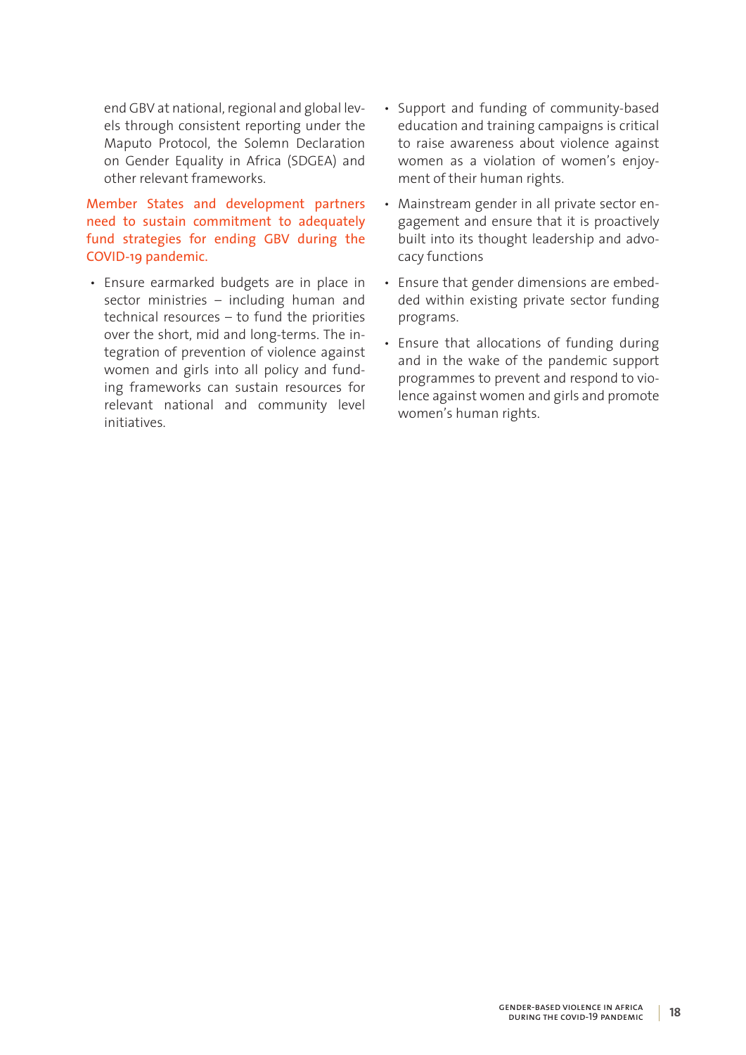end GBV at national, regional and global levels through consistent reporting under the Maputo Protocol, the Solemn Declaration on Gender Equality in Africa (SDGEA) and other relevant frameworks.

**Member States and development partners need to sustain commitment to adequately fund strategies for ending GBV during the COVID-19 pandemic.**

- Ensure earmarked budgets are in place in sector ministries – including human and technical resources – to fund the priorities over the short, mid and long-terms. The integration of prevention of violence against women and girls into all policy and funding frameworks can sustain resources for relevant national and community level initiatives.
- Support and funding of community-based education and training campaigns is critical to raise awareness about violence against women as a violation of women's enjoyment of their human rights.
- Mainstream gender in all private sector engagement and ensure that it is proactively built into its thought leadership and advocacy functions
- Ensure that gender dimensions are embedded within existing private sector funding programs.
- Ensure that allocations of funding during and in the wake of the pandemic support programmes to prevent and respond to violence against women and girls and promote women's human rights.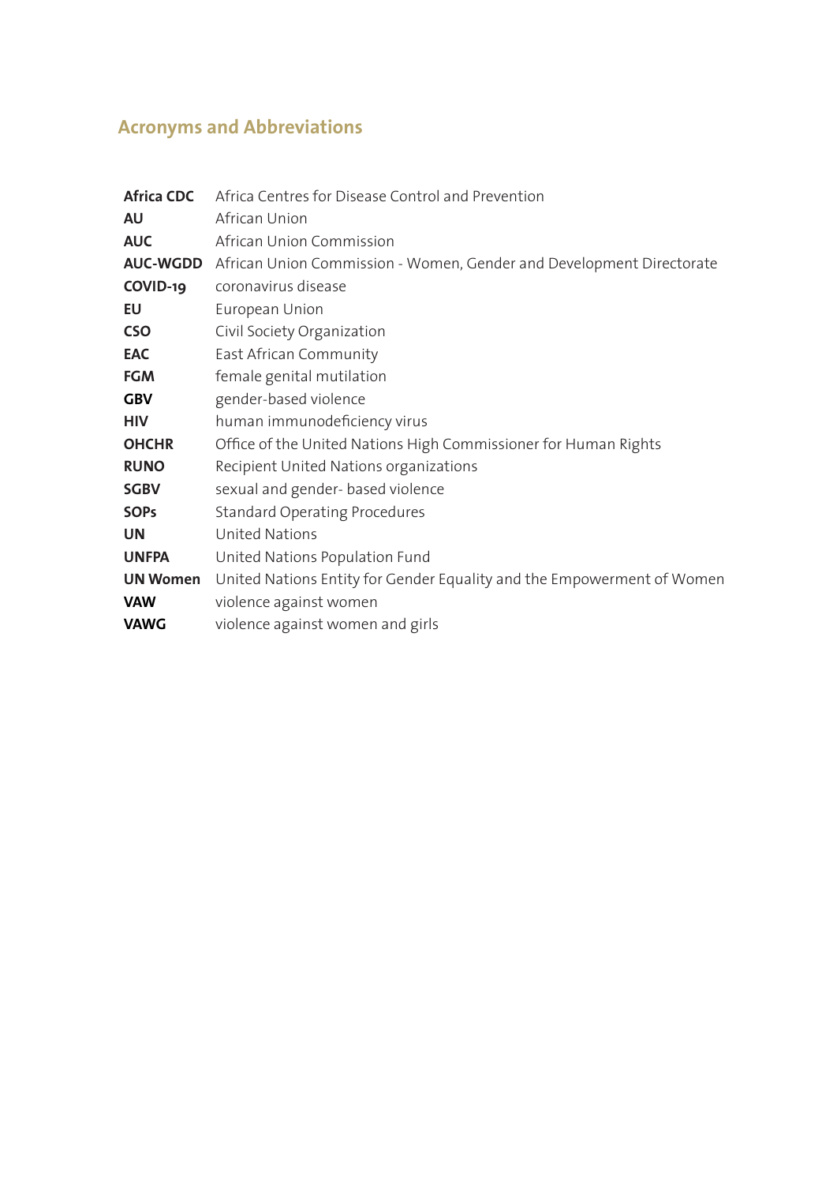## Acronyms and Abbreviations

| | |
|---|---|
| **Africa CDC** | Africa Centres for Disease Control and Prevention |
| **AU** | African Union |
| **AUC** | African Union Commission |
| **AUC-WGDD** | African Union Commission - Women, Gender and Development Directorate |
| **COVID-19** | coronavirus disease |
| **EU** | European Union |
| **CSO** | Civil Society Organization |
| **EAC** | East African Community |
| **FGM** | female genital mutilation |
| **GBV** | gender-based violence |
| **HIV** | human immunodeficiency virus |
| **OHCHR** | Office of the United Nations High Commissioner for Human Rights |
| **RUNO** | Recipient United Nations organizations |
| **SGBV** | sexual and gender- based violence |
| **SOPs** | Standard Operating Procedures |
| **UN** | United Nations |
| **UNFPA** | United Nations Population Fund |
| **UN Women** | United Nations Entity for Gender Equality and the Empowerment of Women |
| **VAW** | violence against women |
| **VAWG** | violence against women and girls |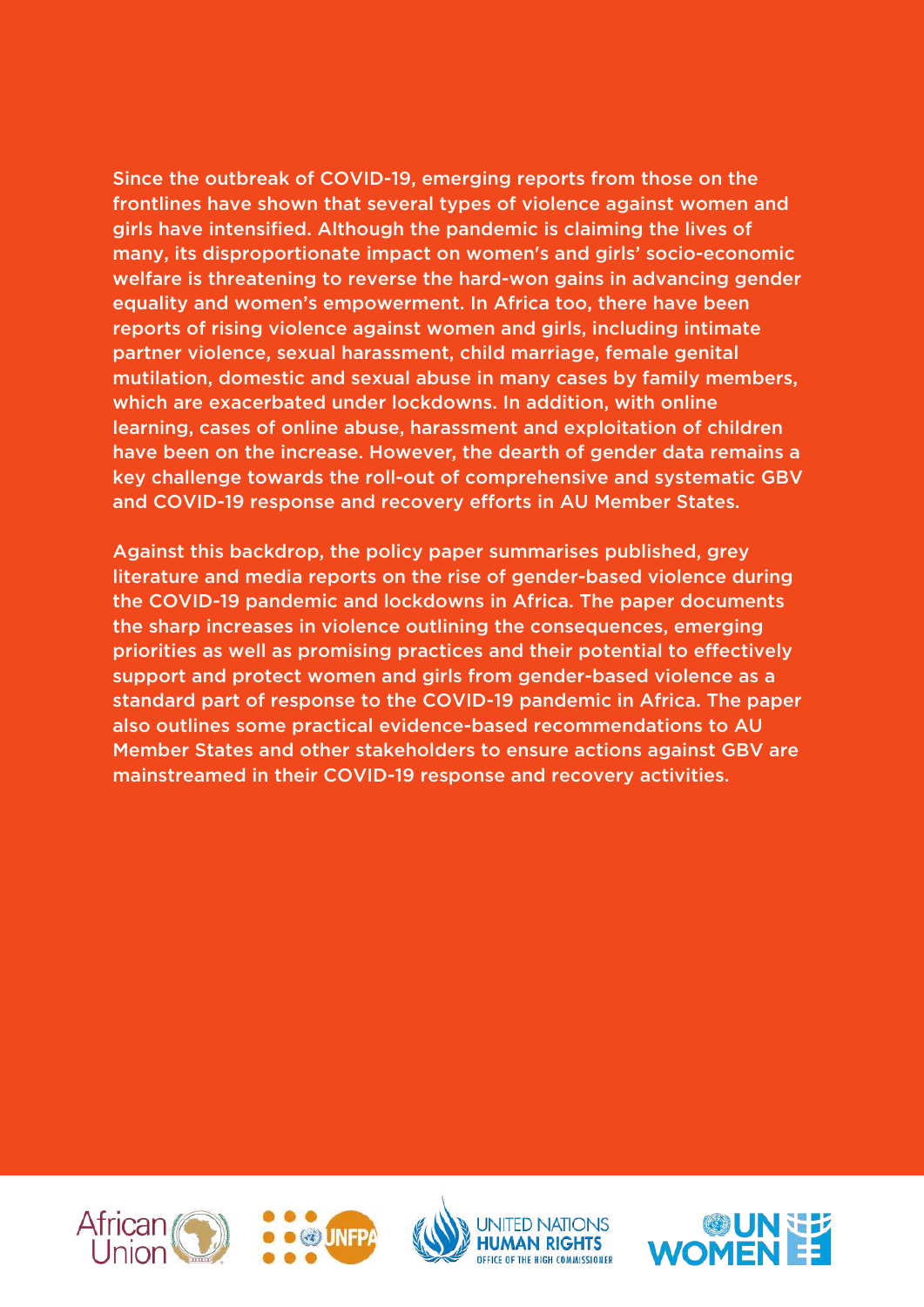Since the outbreak of COVID-19, emerging reports from those on the frontlines have shown that several types of violence against women and girls have intensified. Although the pandemic is claiming the lives of many, its disproportionate impact on women's and girls' socio-economic welfare is threatening to reverse the hard-won gains in advancing gender equality and women's empowerment. In Africa too, there have been reports of rising violence against women and girls, including intimate partner violence, sexual harassment, child marriage, female genital mutilation, domestic and sexual abuse in many cases by family members, which are exacerbated under lockdowns. In addition, with online learning, cases of online abuse, harassment and exploitation of children have been on the increase. However, the dearth of gender data remains a key challenge towards the roll-out of comprehensive and systematic GBV and COVID-19 response and recovery efforts in AU Member States.

Against this backdrop, the policy paper summarises published, grey literature and media reports on the rise of gender-based violence during the COVID-19 pandemic and lockdowns in Africa. The paper documents the sharp increases in violence outlining the consequences, emerging priorities as well as promising practices and their potential to effectively support and protect women and girls from gender-based violence as a standard part of response to the COVID-19 pandemic in Africa. The paper also outlines some practical evidence-based recommendations to AU Member States and other stakeholders to ensure actions against GBV are mainstreamed in their COVID-19 response and recovery activities.

African Union

UNFPA

UNITED NATIONS HUMAN RIGHTS OFFICE OF THE HIGH COMMISSIONER

UN WOMEN